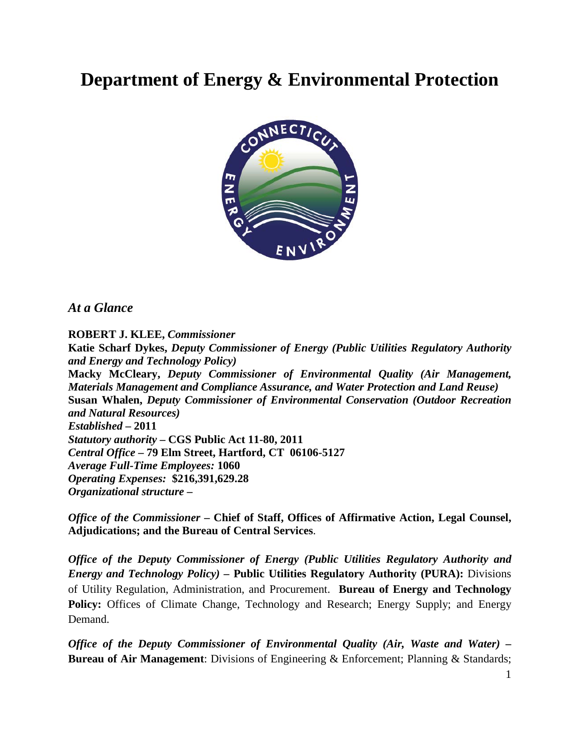# Department of Energy & Environmental Protection

## *At a Glance*

**ROBERT J. KLEE,** ***Commissioner***
**Katie Scharf Dykes,** ***Deputy Commissioner of Energy (Public Utilities Regulatory Authority and Energy and Technology Policy)***
**Macky McCleary,** ***Deputy Commissioner of Environmental Quality (Air Management, Materials Management and Compliance Assurance, and Water Protection and Land Reuse)***
**Susan Whalen,** ***Deputy Commissioner of Environmental Conservation (Outdoor Recreation and Natural Resources)***
***Established* – 2011**
***Statutory authority* – CGS Public Act 11-80, 2011**
***Central Office* – 79 Elm Street, Hartford, CT 06106-5127**
***Average Full-Time Employees:* 1060**
***Operating Expenses:* $216,391,629.28**
***Organizational structure* –**

***Office of the Commissioner* – Chief of Staff, Offices of Affirmative Action, Legal Counsel, Adjudications; and the Bureau of Central Services**.

***Office of the Deputy Commissioner of Energy (Public Utilities Regulatory Authority and Energy and Technology Policy)* – Public Utilities Regulatory Authority (PURA):** Divisions of Utility Regulation, Administration, and Procurement. **Bureau of Energy and Technology Policy:** Offices of Climate Change, Technology and Research; Energy Supply; and Energy Demand.

***Office of the Deputy Commissioner of Environmental Quality (Air, Waste and Water)* – Bureau of Air Management**: Divisions of Engineering & Enforcement; Planning & Standards;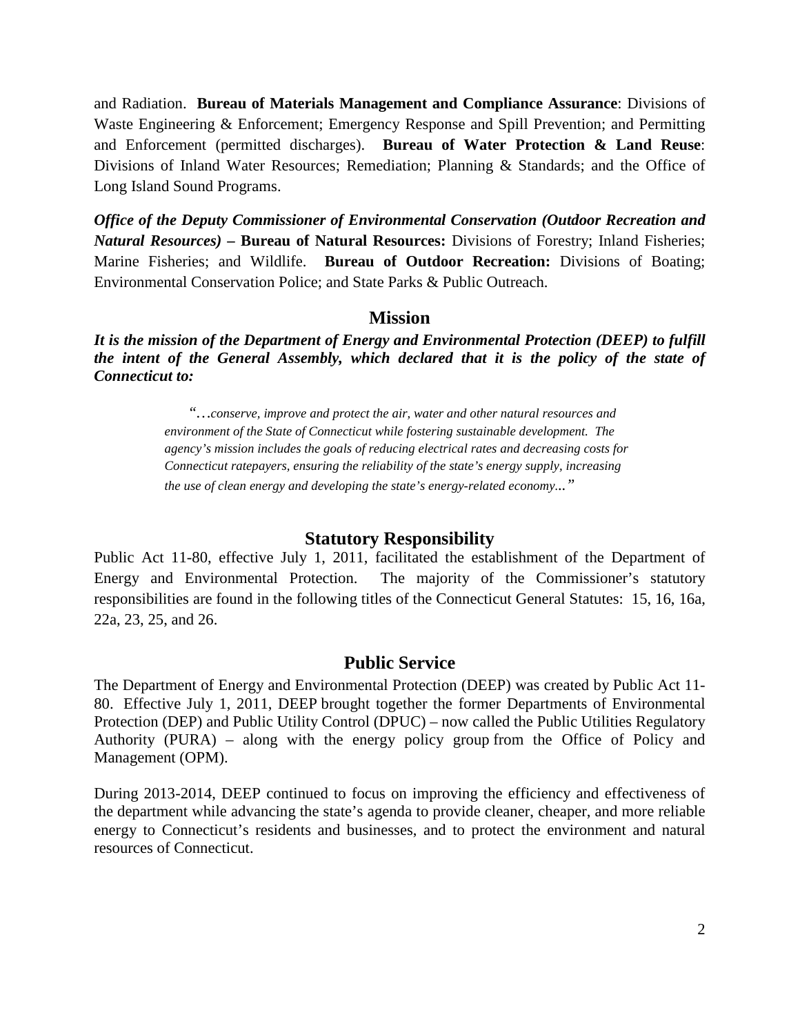and Radiation. **Bureau of Materials Management and Compliance Assurance**: Divisions of Waste Engineering & Enforcement; Emergency Response and Spill Prevention; and Permitting and Enforcement (permitted discharges). **Bureau of Water Protection & Land Reuse**: Divisions of Inland Water Resources; Remediation; Planning & Standards; and the Office of Long Island Sound Programs.

***Office of the Deputy Commissioner of Environmental Conservation (Outdoor Recreation and Natural Resources)* – Bureau of Natural Resources:** Divisions of Forestry; Inland Fisheries; Marine Fisheries; and Wildlife. **Bureau of Outdoor Recreation:** Divisions of Boating; Environmental Conservation Police; and State Parks & Public Outreach.

## Mission

***It is the mission of the Department of Energy and Environmental Protection (DEEP) to fulfill the intent of the General Assembly, which declared that it is the policy of the state of Connecticut to:***

> *"…conserve, improve and protect the air, water and other natural resources and environment of the State of Connecticut while fostering sustainable development. The agency's mission includes the goals of reducing electrical rates and decreasing costs for Connecticut ratepayers, ensuring the reliability of the state's energy supply, increasing the use of clean energy and developing the state's energy-related economy..."*

## Statutory Responsibility

Public Act 11-80, effective July 1, 2011, facilitated the establishment of the Department of Energy and Environmental Protection. The majority of the Commissioner's statutory responsibilities are found in the following titles of the Connecticut General Statutes: 15, 16, 16a, 22a, 23, 25, and 26.

## Public Service

The Department of Energy and Environmental Protection (DEEP) was created by Public Act 11-80. Effective July 1, 2011, DEEP brought together the former Departments of Environmental Protection (DEP) and Public Utility Control (DPUC) – now called the Public Utilities Regulatory Authority (PURA) – along with the energy policy group from the Office of Policy and Management (OPM).

During 2013-2014, DEEP continued to focus on improving the efficiency and effectiveness of the department while advancing the state's agenda to provide cleaner, cheaper, and more reliable energy to Connecticut's residents and businesses, and to protect the environment and natural resources of Connecticut.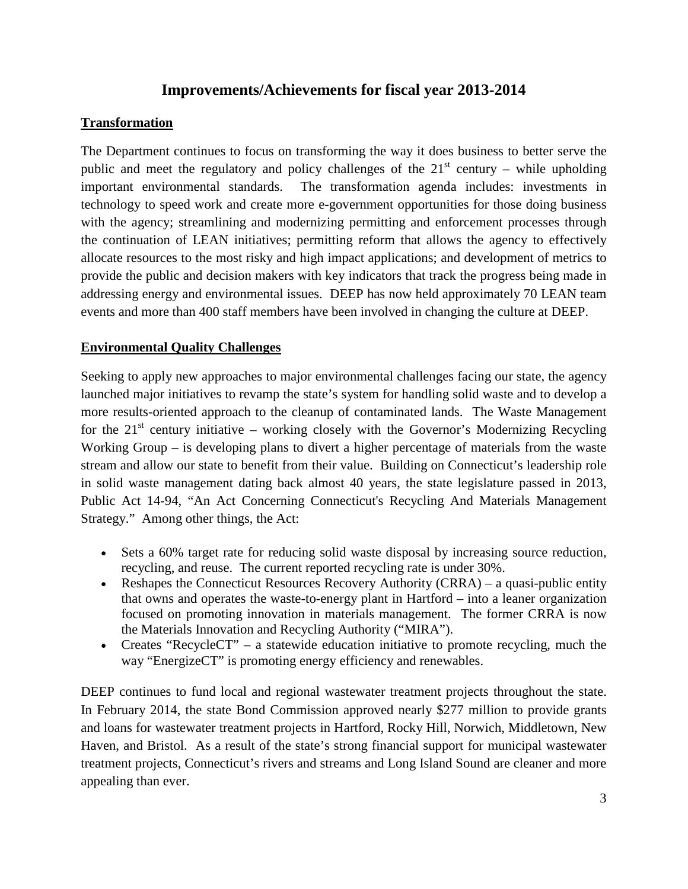## Improvements/Achievements for fiscal year 2013-2014

**Transformation**

The Department continues to focus on transforming the way it does business to better serve the public and meet the regulatory and policy challenges of the 21st century – while upholding important environmental standards. The transformation agenda includes: investments in technology to speed work and create more e-government opportunities for those doing business with the agency; streamlining and modernizing permitting and enforcement processes through the continuation of LEAN initiatives; permitting reform that allows the agency to effectively allocate resources to the most risky and high impact applications; and development of metrics to provide the public and decision makers with key indicators that track the progress being made in addressing energy and environmental issues. DEEP has now held approximately 70 LEAN team events and more than 400 staff members have been involved in changing the culture at DEEP.

**Environmental Quality Challenges**

Seeking to apply new approaches to major environmental challenges facing our state, the agency launched major initiatives to revamp the state's system for handling solid waste and to develop a more results-oriented approach to the cleanup of contaminated lands. The Waste Management for the 21st century initiative – working closely with the Governor's Modernizing Recycling Working Group – is developing plans to divert a higher percentage of materials from the waste stream and allow our state to benefit from their value. Building on Connecticut's leadership role in solid waste management dating back almost 40 years, the state legislature passed in 2013, Public Act 14-94, "An Act Concerning Connecticut's Recycling And Materials Management Strategy." Among other things, the Act:

- Sets a 60% target rate for reducing solid waste disposal by increasing source reduction, recycling, and reuse. The current reported recycling rate is under 30%.
- Reshapes the Connecticut Resources Recovery Authority (CRRA) – a quasi-public entity that owns and operates the waste-to-energy plant in Hartford – into a leaner organization focused on promoting innovation in materials management. The former CRRA is now the Materials Innovation and Recycling Authority ("MIRA").
- Creates "RecycleCT" – a statewide education initiative to promote recycling, much the way "EnergizeCT" is promoting energy efficiency and renewables.

DEEP continues to fund local and regional wastewater treatment projects throughout the state. In February 2014, the state Bond Commission approved nearly $277 million to provide grants and loans for wastewater treatment projects in Hartford, Rocky Hill, Norwich, Middletown, New Haven, and Bristol. As a result of the state's strong financial support for municipal wastewater treatment projects, Connecticut's rivers and streams and Long Island Sound are cleaner and more appealing than ever.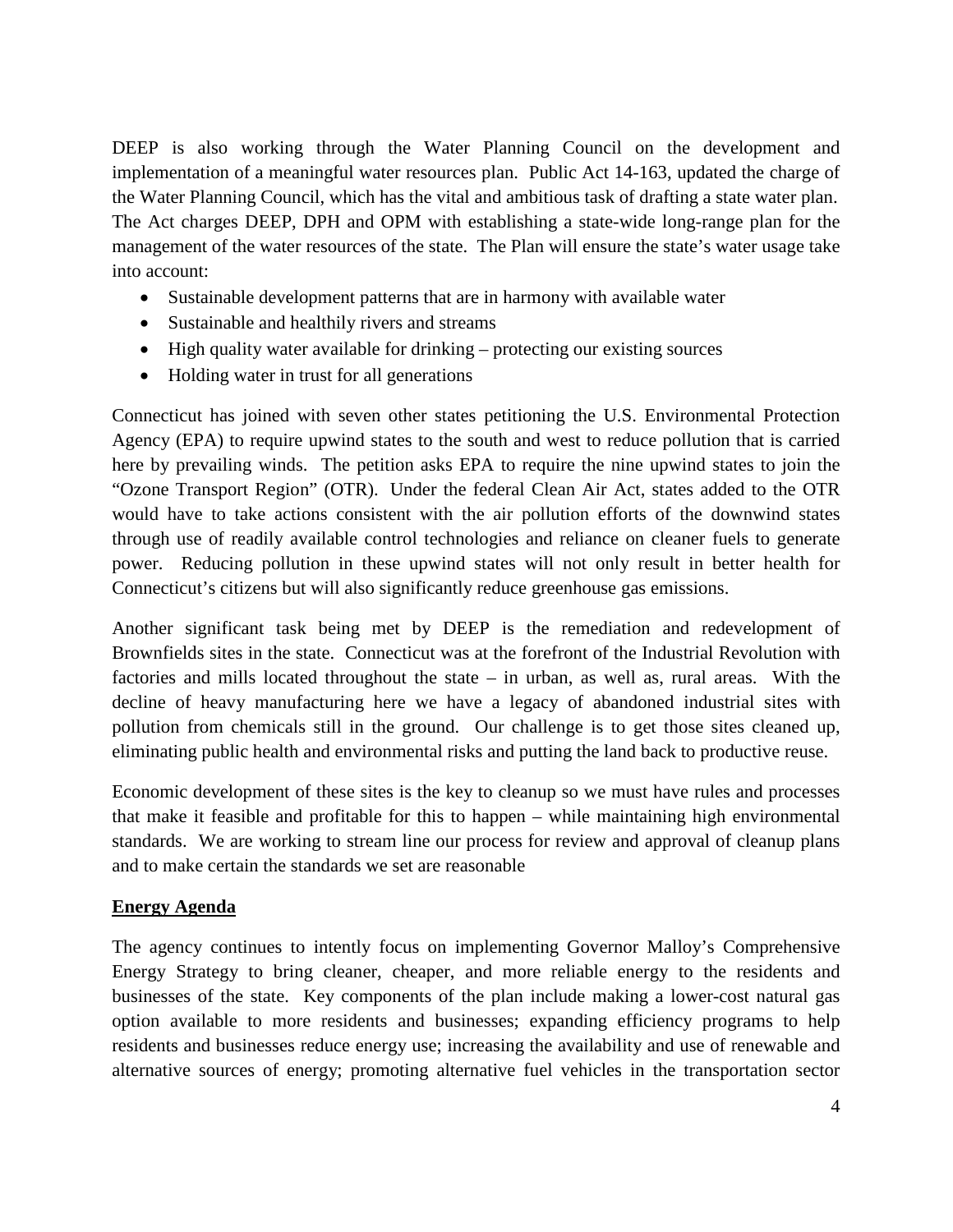DEEP is also working through the Water Planning Council on the development and implementation of a meaningful water resources plan. Public Act 14-163, updated the charge of the Water Planning Council, which has the vital and ambitious task of drafting a state water plan. The Act charges DEEP, DPH and OPM with establishing a state-wide long-range plan for the management of the water resources of the state. The Plan will ensure the state's water usage take into account:

- Sustainable development patterns that are in harmony with available water
- Sustainable and healthily rivers and streams
- High quality water available for drinking – protecting our existing sources
- Holding water in trust for all generations

Connecticut has joined with seven other states petitioning the U.S. Environmental Protection Agency (EPA) to require upwind states to the south and west to reduce pollution that is carried here by prevailing winds. The petition asks EPA to require the nine upwind states to join the "Ozone Transport Region" (OTR). Under the federal Clean Air Act, states added to the OTR would have to take actions consistent with the air pollution efforts of the downwind states through use of readily available control technologies and reliance on cleaner fuels to generate power. Reducing pollution in these upwind states will not only result in better health for Connecticut's citizens but will also significantly reduce greenhouse gas emissions.

Another significant task being met by DEEP is the remediation and redevelopment of Brownfields sites in the state. Connecticut was at the forefront of the Industrial Revolution with factories and mills located throughout the state – in urban, as well as, rural areas. With the decline of heavy manufacturing here we have a legacy of abandoned industrial sites with pollution from chemicals still in the ground. Our challenge is to get those sites cleaned up, eliminating public health and environmental risks and putting the land back to productive reuse.

Economic development of these sites is the key to cleanup so we must have rules and processes that make it feasible and profitable for this to happen – while maintaining high environmental standards. We are working to stream line our process for review and approval of cleanup plans and to make certain the standards we set are reasonable

**Energy Agenda**

The agency continues to intently focus on implementing Governor Malloy's Comprehensive Energy Strategy to bring cleaner, cheaper, and more reliable energy to the residents and businesses of the state. Key components of the plan include making a lower-cost natural gas option available to more residents and businesses; expanding efficiency programs to help residents and businesses reduce energy use; increasing the availability and use of renewable and alternative sources of energy; promoting alternative fuel vehicles in the transportation sector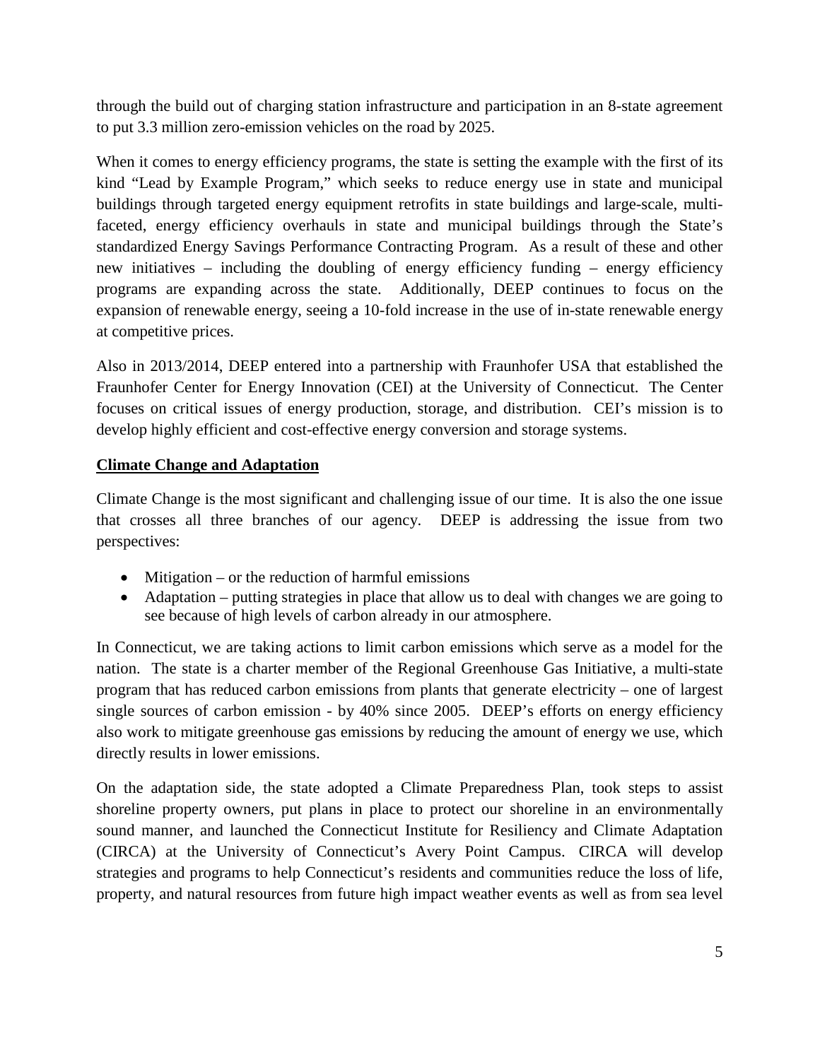through the build out of charging station infrastructure and participation in an 8-state agreement to put 3.3 million zero-emission vehicles on the road by 2025.

When it comes to energy efficiency programs, the state is setting the example with the first of its kind "Lead by Example Program," which seeks to reduce energy use in state and municipal buildings through targeted energy equipment retrofits in state buildings and large-scale, multi-faceted, energy efficiency overhauls in state and municipal buildings through the State's standardized Energy Savings Performance Contracting Program. As a result of these and other new initiatives – including the doubling of energy efficiency funding – energy efficiency programs are expanding across the state. Additionally, DEEP continues to focus on the expansion of renewable energy, seeing a 10-fold increase in the use of in-state renewable energy at competitive prices.

Also in 2013/2014, DEEP entered into a partnership with Fraunhofer USA that established the Fraunhofer Center for Energy Innovation (CEI) at the University of Connecticut. The Center focuses on critical issues of energy production, storage, and distribution. CEI's mission is to develop highly efficient and cost-effective energy conversion and storage systems.

**Climate Change and Adaptation**

Climate Change is the most significant and challenging issue of our time. It is also the one issue that crosses all three branches of our agency. DEEP is addressing the issue from two perspectives:

- Mitigation – or the reduction of harmful emissions
- Adaptation – putting strategies in place that allow us to deal with changes we are going to see because of high levels of carbon already in our atmosphere.

In Connecticut, we are taking actions to limit carbon emissions which serve as a model for the nation. The state is a charter member of the Regional Greenhouse Gas Initiative, a multi-state program that has reduced carbon emissions from plants that generate electricity – one of largest single sources of carbon emission - by 40% since 2005. DEEP's efforts on energy efficiency also work to mitigate greenhouse gas emissions by reducing the amount of energy we use, which directly results in lower emissions.

On the adaptation side, the state adopted a Climate Preparedness Plan, took steps to assist shoreline property owners, put plans in place to protect our shoreline in an environmentally sound manner, and launched the Connecticut Institute for Resiliency and Climate Adaptation (CIRCA) at the University of Connecticut's Avery Point Campus. CIRCA will develop strategies and programs to help Connecticut's residents and communities reduce the loss of life, property, and natural resources from future high impact weather events as well as from sea level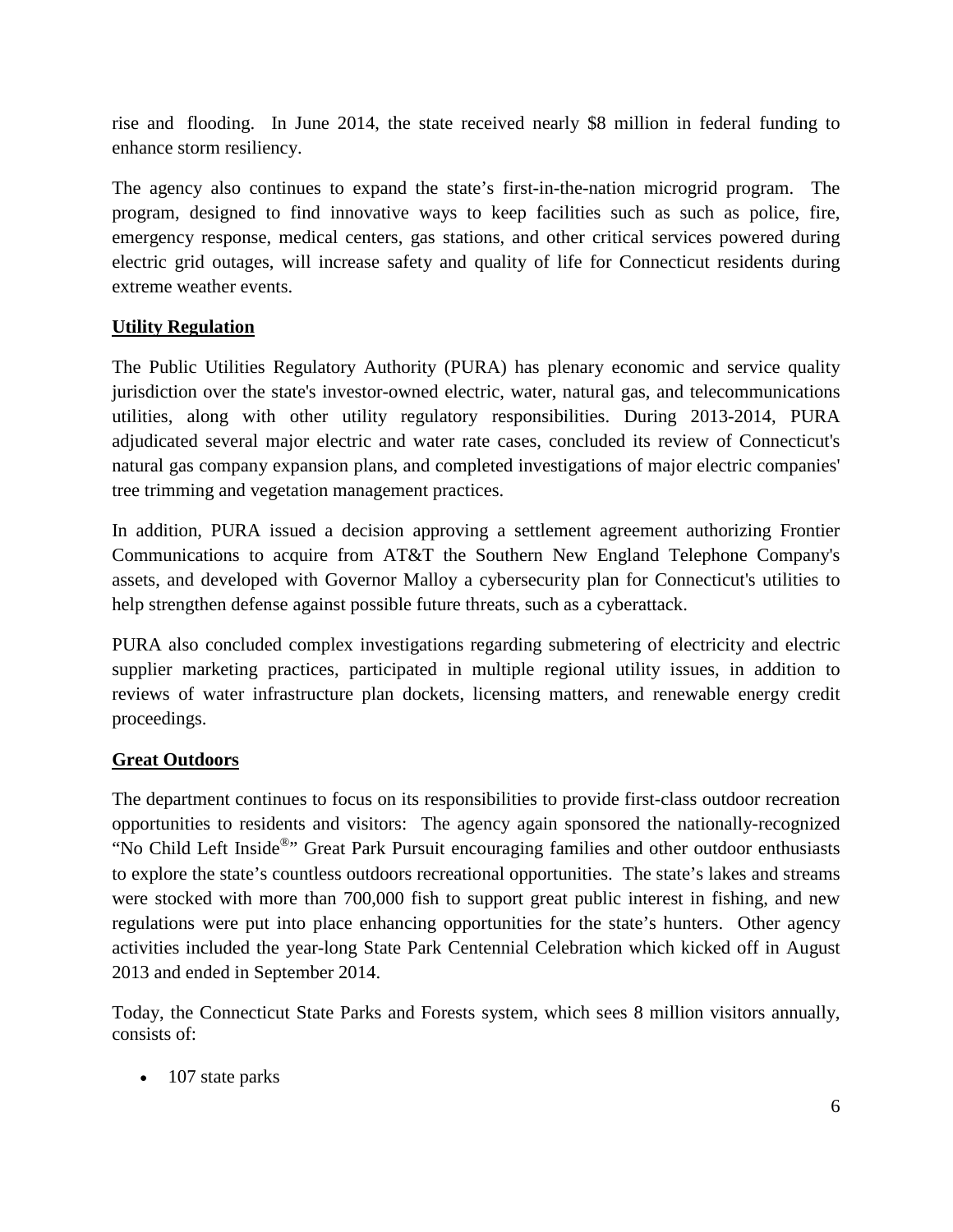rise and flooding. In June 2014, the state received nearly $8 million in federal funding to enhance storm resiliency.

The agency also continues to expand the state's first-in-the-nation microgrid program. The program, designed to find innovative ways to keep facilities such as such as police, fire, emergency response, medical centers, gas stations, and other critical services powered during electric grid outages, will increase safety and quality of life for Connecticut residents during extreme weather events.

**Utility Regulation**

The Public Utilities Regulatory Authority (PURA) has plenary economic and service quality jurisdiction over the state's investor-owned electric, water, natural gas, and telecommunications utilities, along with other utility regulatory responsibilities. During 2013-2014, PURA adjudicated several major electric and water rate cases, concluded its review of Connecticut's natural gas company expansion plans, and completed investigations of major electric companies' tree trimming and vegetation management practices.

In addition, PURA issued a decision approving a settlement agreement authorizing Frontier Communications to acquire from AT&T the Southern New England Telephone Company's assets, and developed with Governor Malloy a cybersecurity plan for Connecticut's utilities to help strengthen defense against possible future threats, such as a cyberattack.

PURA also concluded complex investigations regarding submetering of electricity and electric supplier marketing practices, participated in multiple regional utility issues, in addition to reviews of water infrastructure plan dockets, licensing matters, and renewable energy credit proceedings.

**Great Outdoors**

The department continues to focus on its responsibilities to provide first-class outdoor recreation opportunities to residents and visitors: The agency again sponsored the nationally-recognized "No Child Left Inside®" Great Park Pursuit encouraging families and other outdoor enthusiasts to explore the state's countless outdoors recreational opportunities. The state's lakes and streams were stocked with more than 700,000 fish to support great public interest in fishing, and new regulations were put into place enhancing opportunities for the state's hunters. Other agency activities included the year-long State Park Centennial Celebration which kicked off in August 2013 and ended in September 2014.

Today, the Connecticut State Parks and Forests system, which sees 8 million visitors annually, consists of:

- 107 state parks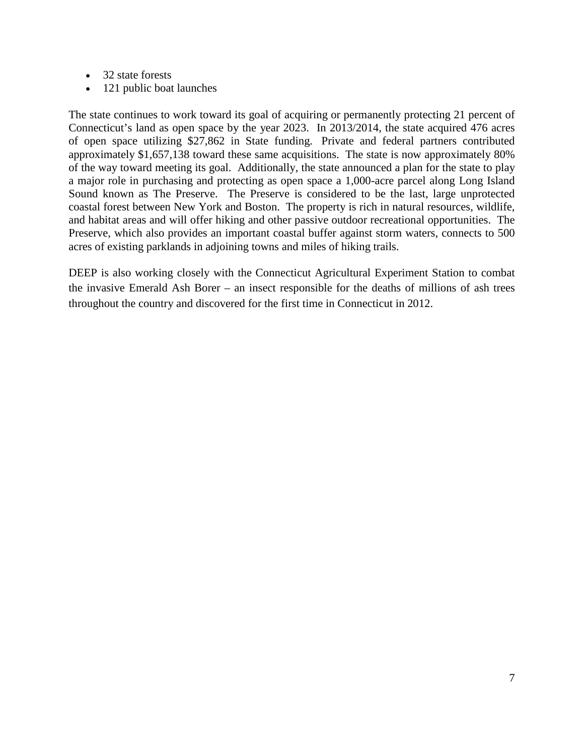- 32 state forests
- 121 public boat launches

The state continues to work toward its goal of acquiring or permanently protecting 21 percent of Connecticut's land as open space by the year 2023. In 2013/2014, the state acquired 476 acres of open space utilizing $27,862 in State funding. Private and federal partners contributed approximately $1,657,138 toward these same acquisitions. The state is now approximately 80% of the way toward meeting its goal. Additionally, the state announced a plan for the state to play a major role in purchasing and protecting as open space a 1,000-acre parcel along Long Island Sound known as The Preserve. The Preserve is considered to be the last, large unprotected coastal forest between New York and Boston. The property is rich in natural resources, wildlife, and habitat areas and will offer hiking and other passive outdoor recreational opportunities. The Preserve, which also provides an important coastal buffer against storm waters, connects to 500 acres of existing parklands in adjoining towns and miles of hiking trails.

DEEP is also working closely with the Connecticut Agricultural Experiment Station to combat the invasive Emerald Ash Borer – an insect responsible for the deaths of millions of ash trees throughout the country and discovered for the first time in Connecticut in 2012.